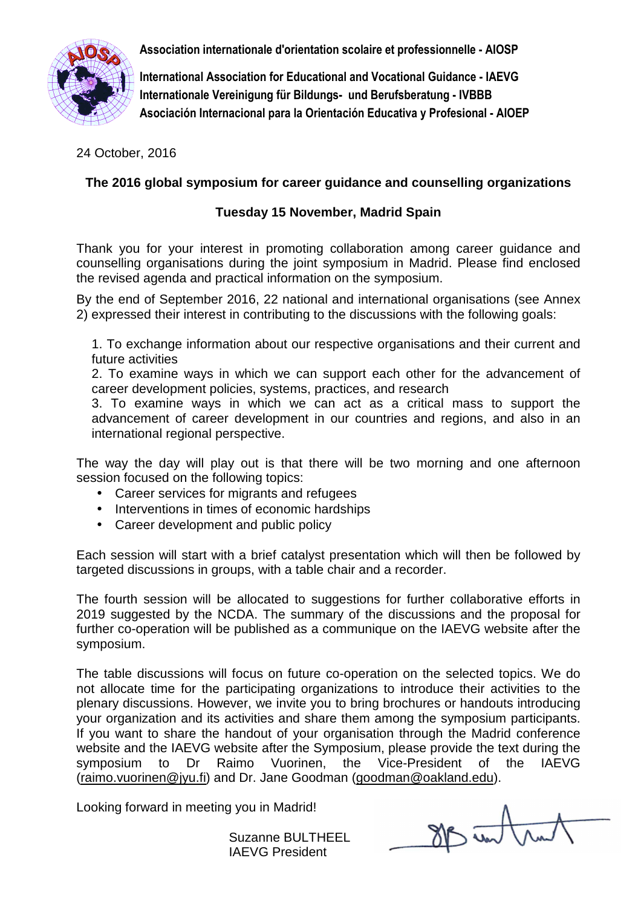**Association internationale d'orientation scolaire et professionnelle - AIOSP**

**International Association for Educational and Vocational Guidance - IAEVG**
**Internationale Vereinigung für Bildungs- und Berufsberatung - IVBBB**
**Asociación Internacional para la Orientación Educativa y Profesional - AIOEP**

24 October, 2016

**The 2016 global symposium for career guidance and counselling organizations**

**Tuesday 15 November, Madrid Spain**

Thank you for your interest in promoting collaboration among career guidance and counselling organisations during the joint symposium in Madrid. Please find enclosed the revised agenda and practical information on the symposium.

By the end of September 2016, 22 national and international organisations (see Annex 2) expressed their interest in contributing to the discussions with the following goals:

1. To exchange information about our respective organisations and their current and future activities
2. To examine ways in which we can support each other for the advancement of career development policies, systems, practices, and research
3. To examine ways in which we can act as a critical mass to support the advancement of career development in our countries and regions, and also in an international regional perspective.

The way the day will play out is that there will be two morning and one afternoon session focused on the following topics:

- Career services for migrants and refugees
- Interventions in times of economic hardships
- Career development and public policy

Each session will start with a brief catalyst presentation which will then be followed by targeted discussions in groups, with a table chair and a recorder.

The fourth session will be allocated to suggestions for further collaborative efforts in 2019 suggested by the NCDA. The summary of the discussions and the proposal for further co-operation will be published as a communique on the IAEVG website after the symposium.

The table discussions will focus on future co-operation on the selected topics. We do not allocate time for the participating organizations to introduce their activities to the plenary discussions. However, we invite you to bring brochures or handouts introducing your organization and its activities and share them among the symposium participants. If you want to share the handout of your organisation through the Madrid conference website and the IAEVG website after the Symposium, please provide the text during the symposium to Dr Raimo Vuorinen, the Vice-President of the IAEVG (raimo.vuorinen@jyu.fi) and Dr. Jane Goodman (goodman@oakland.edu).

Looking forward in meeting you in Madrid!

Suzanne BULTHEEL
IAEVG President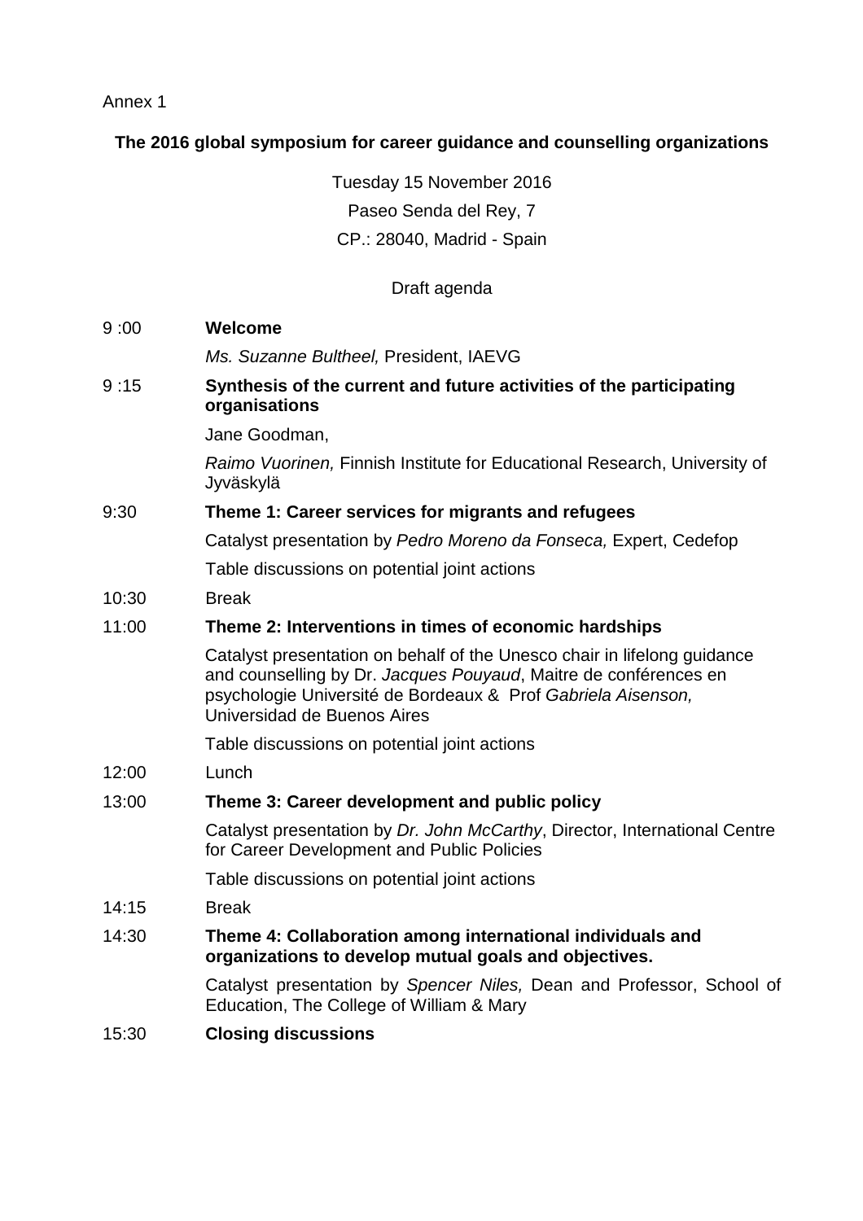Annex 1

**The 2016 global symposium for career guidance and counselling organizations**

Tuesday 15 November 2016

Paseo Senda del Rey, 7

CP.: 28040, Madrid - Spain

Draft agenda

9 :00 **Welcome**

*Ms. Suzanne Bultheel,* President, IAEVG

9 :15 **Synthesis of the current and future activities of the participating organisations**

Jane Goodman,

*Raimo Vuorinen,* Finnish Institute for Educational Research, University of Jyväskylä

9:30 **Theme 1: Career services for migrants and refugees**

Catalyst presentation by *Pedro Moreno da Fonseca,* Expert, Cedefop

Table discussions on potential joint actions

10:30 Break

11:00 **Theme 2: Interventions in times of economic hardships**

Catalyst presentation on behalf of the Unesco chair in lifelong guidance and counselling by Dr. *Jacques Pouyaud*, Maitre de conférences en psychologie Université de Bordeaux & Prof *Gabriela Aisenson,* Universidad de Buenos Aires

Table discussions on potential joint actions

12:00 Lunch

13:00 **Theme 3: Career development and public policy**

Catalyst presentation by *Dr. John McCarthy*, Director, International Centre for Career Development and Public Policies

Table discussions on potential joint actions

14:15 Break

14:30 **Theme 4: Collaboration among international individuals and organizations to develop mutual goals and objectives.**

Catalyst presentation by *Spencer Niles,* Dean and Professor, School of Education, The College of William & Mary

15:30 **Closing discussions**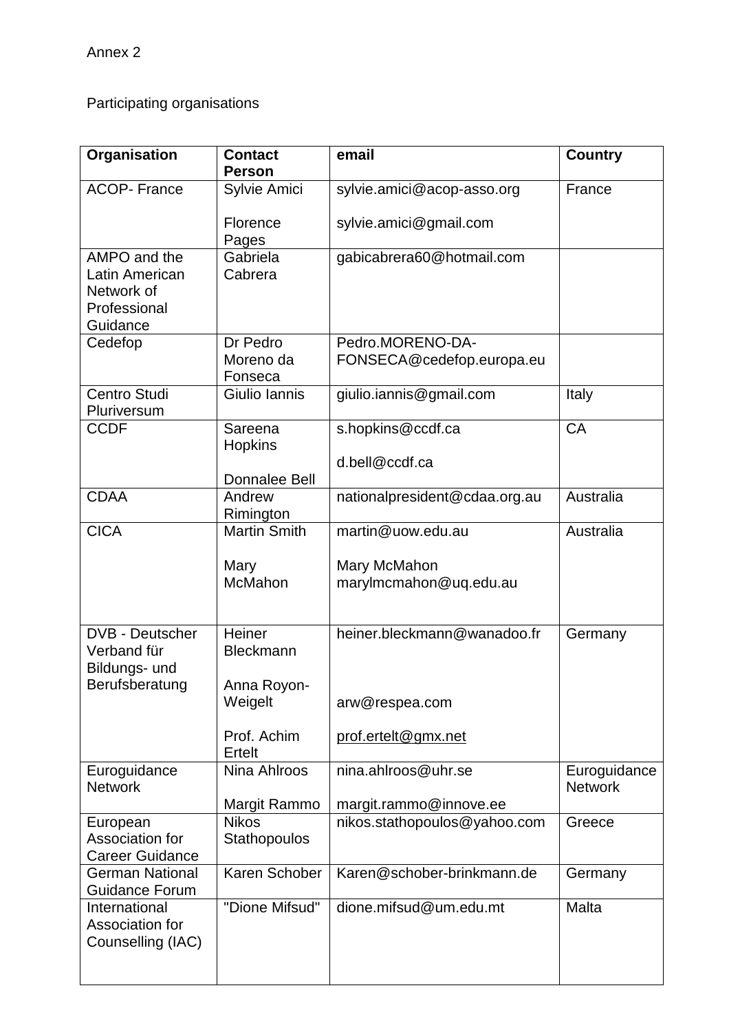Annex 2

Participating organisations

| Organisation | Contact Person | email | Country |
|---|---|---|---|
| ACOP- France | Sylvie Amici<br><br>Florence Pages | sylvie.amici@acop-asso.org<br><br>sylvie.amici@gmail.com | France |
| AMPO and the Latin American Network of Professional Guidance | Gabriela Cabrera | gabicabrera60@hotmail.com | |
| Cedefop | Dr Pedro Moreno da Fonseca | Pedro.MORENO-DA-FONSECA@cedefop.europa.eu | |
| Centro Studi Pluriversum | Giulio Iannis | giulio.iannis@gmail.com | Italy |
| CCDF | Sareena Hopkins<br><br>Donnalee Bell | s.hopkins@ccdf.ca<br><br>d.bell@ccdf.ca | CA |
| CDAA | Andrew Rimington | nationalpresident@cdaa.org.au | Australia |
| CICA | Martin Smith<br><br>Mary McMahon | martin@uow.edu.au<br><br>Mary McMahon marylmcmahon@uq.edu.au | Australia |
| DVB - Deutscher Verband für Bildungs- und Berufsberatung | Heiner Bleckmann<br><br>Anna Royon-Weigelt<br><br>Prof. Achim Ertelt | heiner.bleckmann@wanadoo.fr<br><br>arw@respea.com<br><br>prof.ertelt@gmx.net | Germany |
| Euroguidance Network | Nina Ahlroos<br><br>Margit Rammo | nina.ahlroos@uhr.se<br><br>margit.rammo@innove.ee | Euroguidance Network |
| European Association for Career Guidance | Nikos Stathopoulos | nikos.stathopoulos@yahoo.com | Greece |
| German National Guidance Forum | Karen Schober | Karen@schober-brinkmann.de | Germany |
| International Association for Counselling (IAC) | "Dione Mifsud" | dione.mifsud@um.edu.mt | Malta |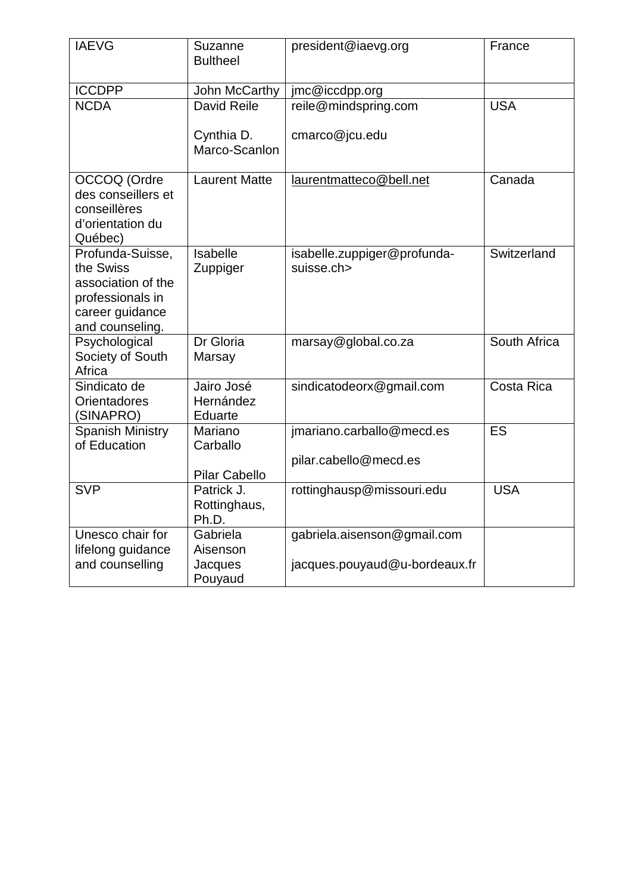| | | | |
|---|---|---|---|
| IAEVG | Suzanne Bultheel | president@iaevg.org | France |
| ICCDPP | John McCarthy | jmc@iccdpp.org | |
| NCDA | David Reile<br><br>Cynthia D. Marco-Scanlon | reile@mindspring.com<br><br>cmarco@jcu.edu | USA |
| OCCOQ (Ordre des conseillers et conseillères d'orientation du Québec) | Laurent Matte | laurentmatteco@bell.net | Canada |
| Profunda-Suisse, the Swiss association of the professionals in career guidance and counseling. | Isabelle Zuppiger | isabelle.zuppiger@profunda-suisse.ch> | Switzerland |
| Psychological Society of South Africa | Dr Gloria Marsay | marsay@global.co.za | South Africa |
| Sindicato de Orientadores (SINAPRO) | Jairo José Hernández Eduarte | sindicatodeorx@gmail.com | Costa Rica |
| Spanish Ministry of Education | Mariano Carballo<br><br>Pilar Cabello | jmariano.carballo@mecd.es<br><br>pilar.cabello@mecd.es | ES |
| SVP | Patrick J. Rottinghaus, Ph.D. | rottinghausp@missouri.edu | USA |
| Unesco chair for lifelong guidance and counselling | Gabriela Aisenson<br>Jacques Pouyaud | gabriela.aisenson@gmail.com<br><br>jacques.pouyaud@u-bordeaux.fr | |